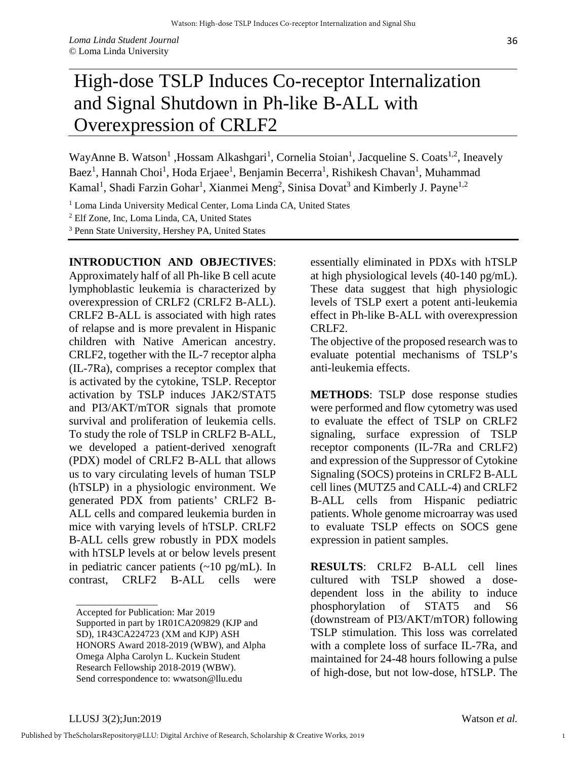# High-dose TSLP Induces Co-receptor Internalization and Signal Shutdown in Ph-like B-ALL with Overexpression of CRLF2

WayAnne B. Watson[1] ,Hossam Alkashgari[1], Cornelia Stoian[1], Jacqueline S. Coats[1,2], Ineavely Baez[1], Hannah Choi[1], Hoda Erjaee[1], Benjamin Becerra[1], Rishikesh Chavan[1], Muhammad Kamal[1], Shadi Farzin Gohar[1], Xianmei Meng[2], Sinisa Dovat[3] and Kimberly J. Payne[1,2]

[1] Loma Linda University Medical Center, Loma Linda CA, United States

[2] Elf Zone, Inc, Loma Linda, CA, United States

[3] Penn State University, Hershey PA, United States

**INTRODUCTION AND OBJECTIVES**: Approximately half of all Ph-like B cell acute lymphoblastic leukemia is characterized by overexpression of CRLF2 (CRLF2 B-ALL). CRLF2 B-ALL is associated with high rates of relapse and is more prevalent in Hispanic children with Native American ancestry. CRLF2, together with the IL-7 receptor alpha (IL-7Ra), comprises a receptor complex that is activated by the cytokine, TSLP. Receptor activation by TSLP induces JAK2/STAT5 and PI3/AKT/mTOR signals that promote survival and proliferation of leukemia cells. To study the role of TSLP in CRLF2 B-ALL, we developed a patient-derived xenograft (PDX) model of CRLF2 B-ALL that allows us to vary circulating levels of human TSLP (hTSLP) in a physiologic environment. We generated PDX from patients' CRLF2 B-ALL cells and compared leukemia burden in mice with varying levels of hTSLP. CRLF2 B-ALL cells grew robustly in PDX models with hTSLP levels at or below levels present in pediatric cancer patients (~10 pg/mL). In contrast, CRLF2 B-ALL cells were essentially eliminated in PDXs with hTSLP at high physiological levels (40-140 pg/mL). These data suggest that high physiologic levels of TSLP exert a potent anti-leukemia effect in Ph-like B-ALL with overexpression CRLF2.

The objective of the proposed research was to evaluate potential mechanisms of TSLP's anti-leukemia effects.

**METHODS**: TSLP dose response studies were performed and flow cytometry was used to evaluate the effect of TSLP on CRLF2 signaling, surface expression of TSLP receptor components (IL-7Ra and CRLF2) and expression of the Suppressor of Cytokine Signaling (SOCS) proteins in CRLF2 B-ALL cell lines (MUTZ5 and CALL-4) and CRLF2 B-ALL cells from Hispanic pediatric patients. Whole genome microarray was used to evaluate TSLP effects on SOCS gene expression in patient samples.

**RESULTS**: CRLF2 B-ALL cell lines cultured with TSLP showed a dose-dependent loss in the ability to induce phosphorylation of STAT5 and S6 (downstream of PI3/AKT/mTOR) following TSLP stimulation. This loss was correlated with a complete loss of surface IL-7Ra, and maintained for 24-48 hours following a pulse of high-dose, but not low-dose, hTSLP. The

---

Accepted for Publication: Mar 2019

Supported in part by 1R01CA209829 (KJP and SD), 1R43CA224723 (XM and KJP) ASH HONORS Award 2018-2019 (WBW), and Alpha Omega Alpha Carolyn L. Kuckein Student Research Fellowship 2018-2019 (WBW).

Send correspondence to: wwatson@llu.edu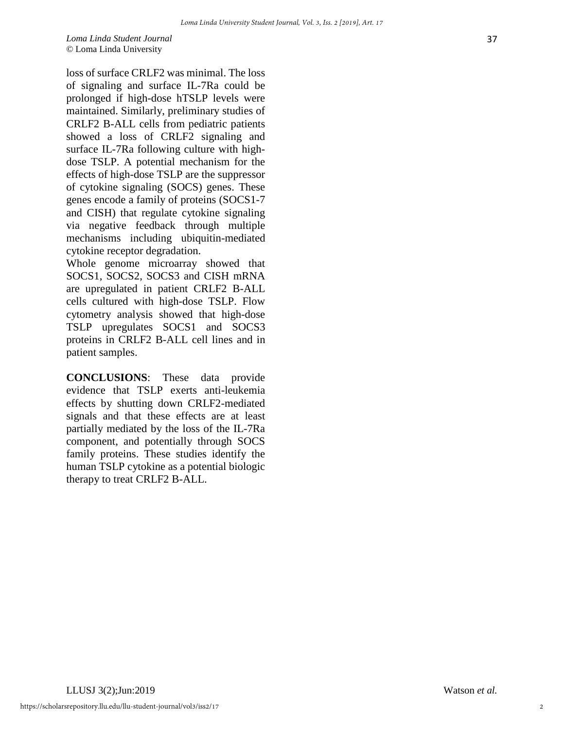loss of surface CRLF2 was minimal. The loss of signaling and surface IL-7Ra could be prolonged if high-dose hTSLP levels were maintained. Similarly, preliminary studies of CRLF2 B-ALL cells from pediatric patients showed a loss of CRLF2 signaling and surface IL-7Ra following culture with high-dose TSLP. A potential mechanism for the effects of high-dose TSLP are the suppressor of cytokine signaling (SOCS) genes. These genes encode a family of proteins (SOCS1-7 and CISH) that regulate cytokine signaling via negative feedback through multiple mechanisms including ubiquitin-mediated cytokine receptor degradation.

Whole genome microarray showed that SOCS1, SOCS2, SOCS3 and CISH mRNA are upregulated in patient CRLF2 B-ALL cells cultured with high-dose TSLP. Flow cytometry analysis showed that high-dose TSLP upregulates SOCS1 and SOCS3 proteins in CRLF2 B-ALL cell lines and in patient samples.

**CONCLUSIONS**: These data provide evidence that TSLP exerts anti-leukemia effects by shutting down CRLF2-mediated signals and that these effects are at least partially mediated by the loss of the IL-7Ra component, and potentially through SOCS family proteins. These studies identify the human TSLP cytokine as a potential biologic therapy to treat CRLF2 B-ALL.